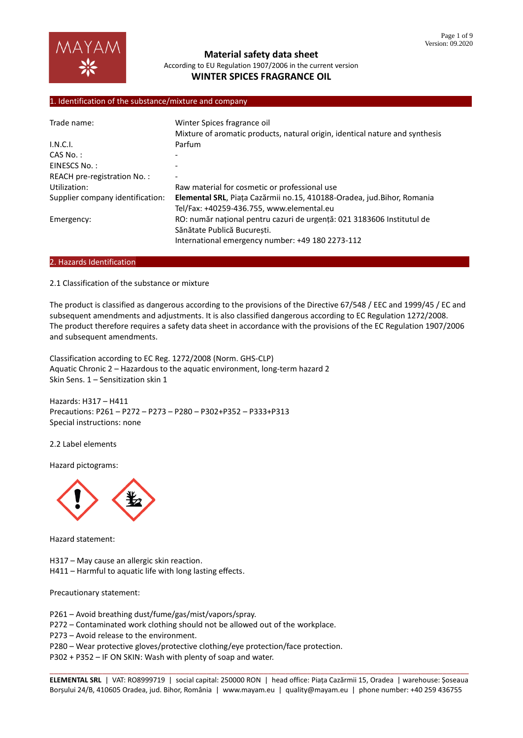# Material safety data sheet

According to EU Regulation 1907/2006 in the current version

## WINTER SPICES FRAGRANCE OIL

## 1. Identification of the substance/mixture and company

| | |
|---|---|
| Trade name: | Winter Spices fragrance oil<br>Mixture of aromatic products, natural origin, identical nature and synthesis |
| I.N.C.I. | Parfum |
| CAS No. : | - |
| EINESCS No. : | - |
| REACH pre-registration No. : | - |
| Utilization: | Raw material for cosmetic or professional use |
| Supplier company identification: | **Elemental SRL**, Piața Cazărmii no.15, 410188-Oradea, jud.Bihor, Romania<br>Tel/Fax: +40259-436.755, www.elemental.eu |
| Emergency: | RO: număr național pentru cazuri de urgență: 021 3183606 Institutul de Sănătate Publică București.<br>International emergency number: +49 180 2273-112 |

## 2. Hazards Identification

2.1 Classification of the substance or mixture

The product is classified as dangerous according to the provisions of the Directive 67/548 / EEC and 1999/45 / EC and subsequent amendments and adjustments. It is also classified dangerous according to EC Regulation 1272/2008. The product therefore requires a safety data sheet in accordance with the provisions of the EC Regulation 1907/2006 and subsequent amendments.

Classification according to EC Reg. 1272/2008 (Norm. GHS-CLP)
Aquatic Chronic 2 – Hazardous to the aquatic environment, long-term hazard 2
Skin Sens. 1 – Sensitization skin 1

Hazards: H317 – H411
Precautions: P261 – P272 – P273 – P280 – P302+P352 – P333+P313
Special instructions: none

2.2 Label elements

Hazard pictograms:

Hazard statement:

H317 – May cause an allergic skin reaction.
H411 – Harmful to aquatic life with long lasting effects.

Precautionary statement:

P261 – Avoid breathing dust/fume/gas/mist/vapors/spray.
P272 – Contaminated work clothing should not be allowed out of the workplace.
P273 – Avoid release to the environment.
P280 – Wear protective gloves/protective clothing/eye protection/face protection.
P302 + P352 – IF ON SKIN: Wash with plenty of soap and water.

**ELEMENTAL SRL** | VAT: RO8999719 | social capital: 250000 RON | head office: Piața Cazărmii 15, Oradea | warehouse: Șoseaua Borșului 24/B, 410605 Oradea, jud. Bihor, România | www.mayam.eu | quality@mayam.eu | phone number: +40 259 436755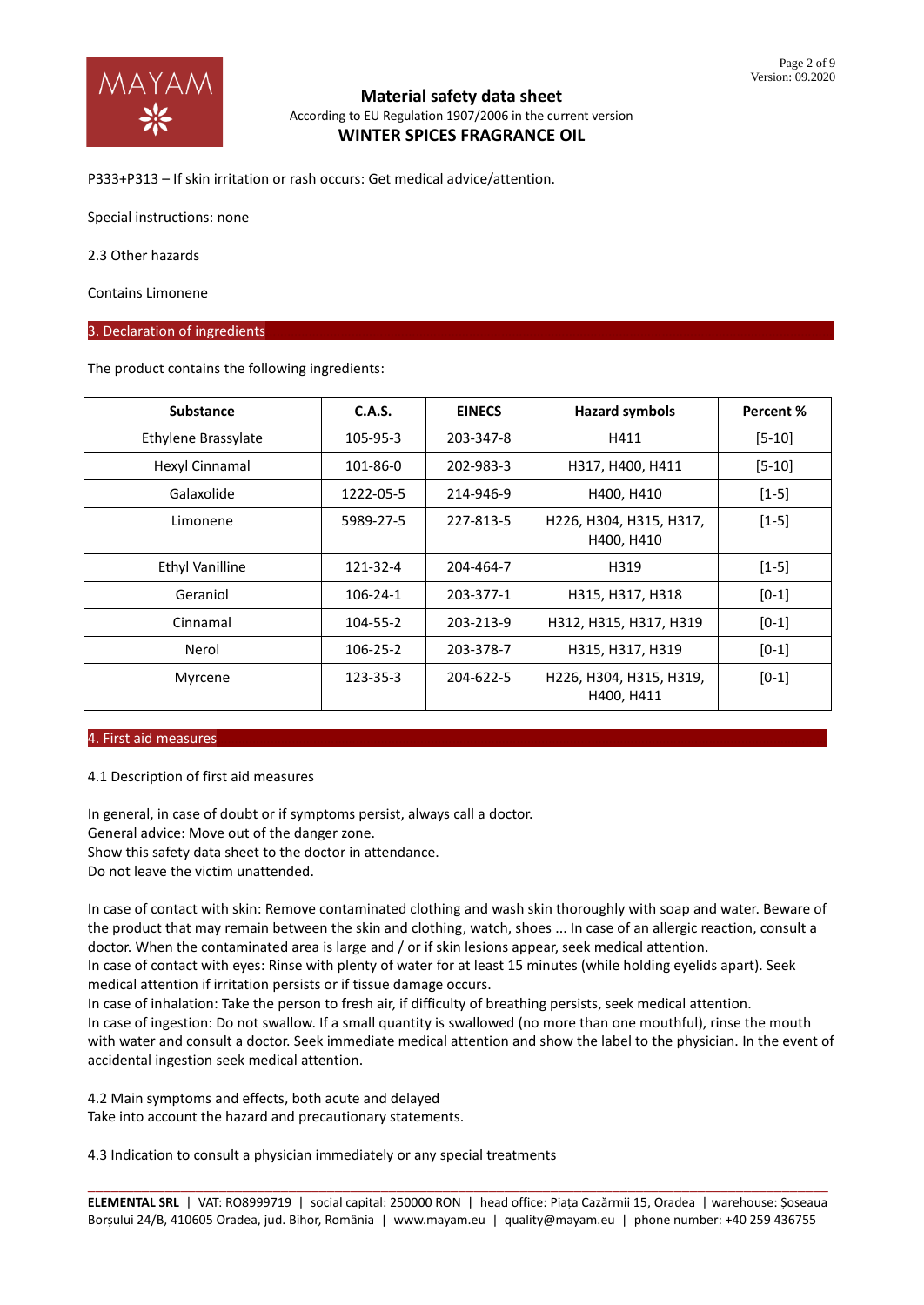P333+P313 – If skin irritation or rash occurs: Get medical advice/attention.

Special instructions: none

2.3 Other hazards

Contains Limonene

## 3. Declaration of ingredients

The product contains the following ingredients:

| Substance | C.A.S. | EINECS | Hazard symbols | Percent % |
|---|---|---|---|---|
| Ethylene Brassylate | 105-95-3 | 203-347-8 | H411 | [5-10] |
| Hexyl Cinnamal | 101-86-0 | 202-983-3 | H317, H400, H411 | [5-10] |
| Galaxolide | 1222-05-5 | 214-946-9 | H400, H410 | [1-5] |
| Limonene | 5989-27-5 | 227-813-5 | H226, H304, H315, H317, H400, H410 | [1-5] |
| Ethyl Vanilline | 121-32-4 | 204-464-7 | H319 | [1-5] |
| Geraniol | 106-24-1 | 203-377-1 | H315, H317, H318 | [0-1] |
| Cinnamal | 104-55-2 | 203-213-9 | H312, H315, H317, H319 | [0-1] |
| Nerol | 106-25-2 | 203-378-7 | H315, H317, H319 | [0-1] |
| Myrcene | 123-35-3 | 204-622-5 | H226, H304, H315, H319, H400, H411 | [0-1] |

## 4. First aid measures

4.1 Description of first aid measures

In general, in case of doubt or if symptoms persist, always call a doctor.
General advice: Move out of the danger zone.
Show this safety data sheet to the doctor in attendance.
Do not leave the victim unattended.

In case of contact with skin: Remove contaminated clothing and wash skin thoroughly with soap and water. Beware of the product that may remain between the skin and clothing, watch, shoes ... In case of an allergic reaction, consult a doctor. When the contaminated area is large and / or if skin lesions appear, seek medical attention.
In case of contact with eyes: Rinse with plenty of water for at least 15 minutes (while holding eyelids apart). Seek medical attention if irritation persists or if tissue damage occurs.
In case of inhalation: Take the person to fresh air, if difficulty of breathing persists, seek medical attention.
In case of ingestion: Do not swallow. If a small quantity is swallowed (no more than one mouthful), rinse the mouth with water and consult a doctor. Seek immediate medical attention and show the label to the physician. In the event of accidental ingestion seek medical attention.

4.2 Main symptoms and effects, both acute and delayed
Take into account the hazard and precautionary statements.

4.3 Indication to consult a physician immediately or any special treatments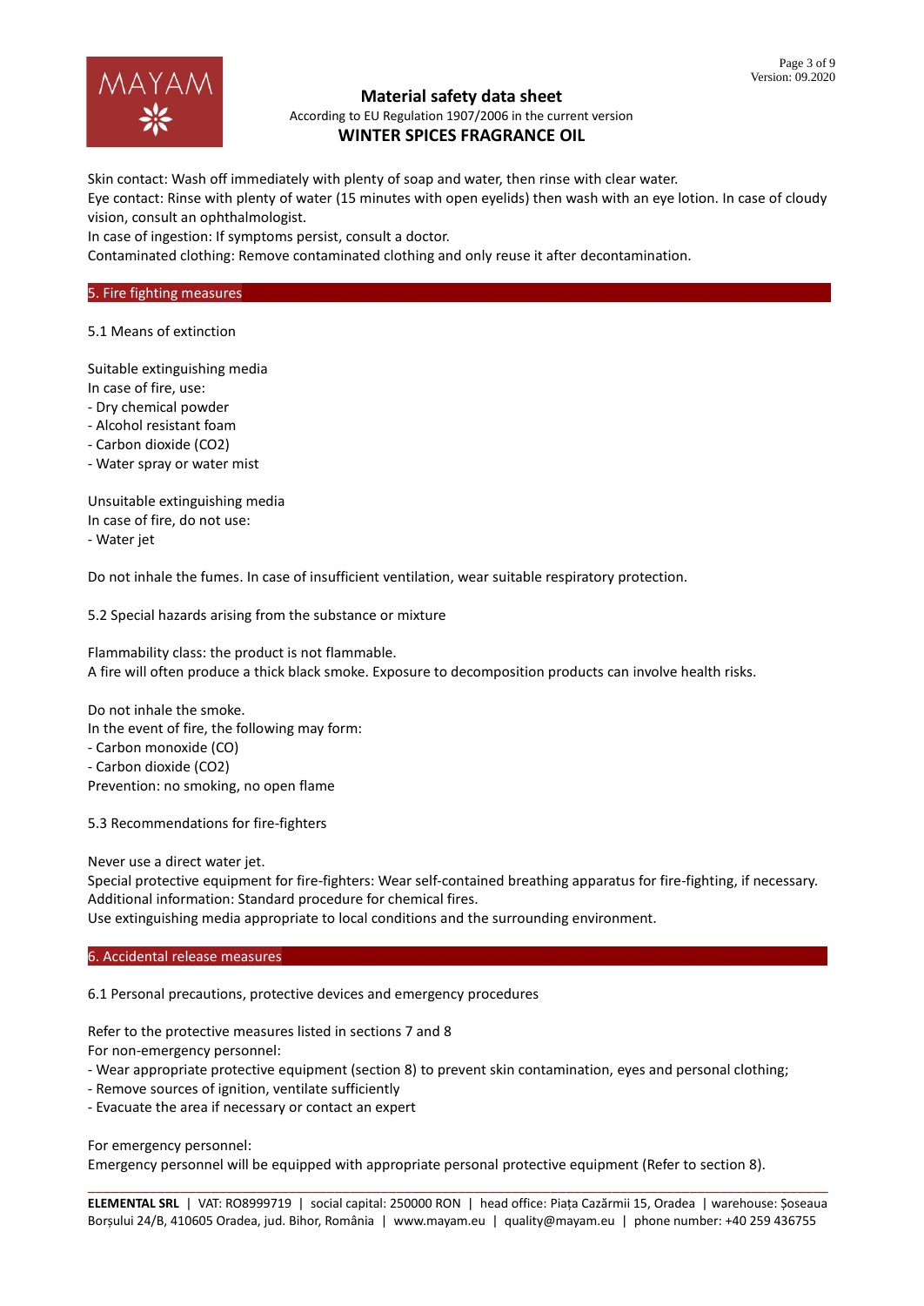Skin contact: Wash off immediately with plenty of soap and water, then rinse with clear water.
Eye contact: Rinse with plenty of water (15 minutes with open eyelids) then wash with an eye lotion. In case of cloudy vision, consult an ophthalmologist.
In case of ingestion: If symptoms persist, consult a doctor.
Contaminated clothing: Remove contaminated clothing and only reuse it after decontamination.

## 5. Fire fighting measures

5.1 Means of extinction

Suitable extinguishing media
In case of fire, use:
- Dry chemical powder
- Alcohol resistant foam
- Carbon dioxide ($CO_2$)
- Water spray or water mist

Unsuitable extinguishing media
In case of fire, do not use:
- Water jet

Do not inhale the fumes. In case of insufficient ventilation, wear suitable respiratory protection.

5.2 Special hazards arising from the substance or mixture

Flammability class: the product is not flammable.
A fire will often produce a thick black smoke. Exposure to decomposition products can involve health risks.

Do not inhale the smoke.
In the event of fire, the following may form:
- Carbon monoxide (CO)
- Carbon dioxide ($CO_2$)

Prevention: no smoking, no open flame

5.3 Recommendations for fire-fighters

Never use a direct water jet.
Special protective equipment for fire-fighters: Wear self-contained breathing apparatus for fire-fighting, if necessary.
Additional information: Standard procedure for chemical fires.
Use extinguishing media appropriate to local conditions and the surrounding environment.

## 6. Accidental release measures

6.1 Personal precautions, protective devices and emergency procedures

Refer to the protective measures listed in sections 7 and 8
For non-emergency personnel:
- Wear appropriate protective equipment (section 8) to prevent skin contamination, eyes and personal clothing;
- Remove sources of ignition, ventilate sufficiently
- Evacuate the area if necessary or contact an expert

For emergency personnel:
Emergency personnel will be equipped with appropriate personal protective equipment (Refer to section 8).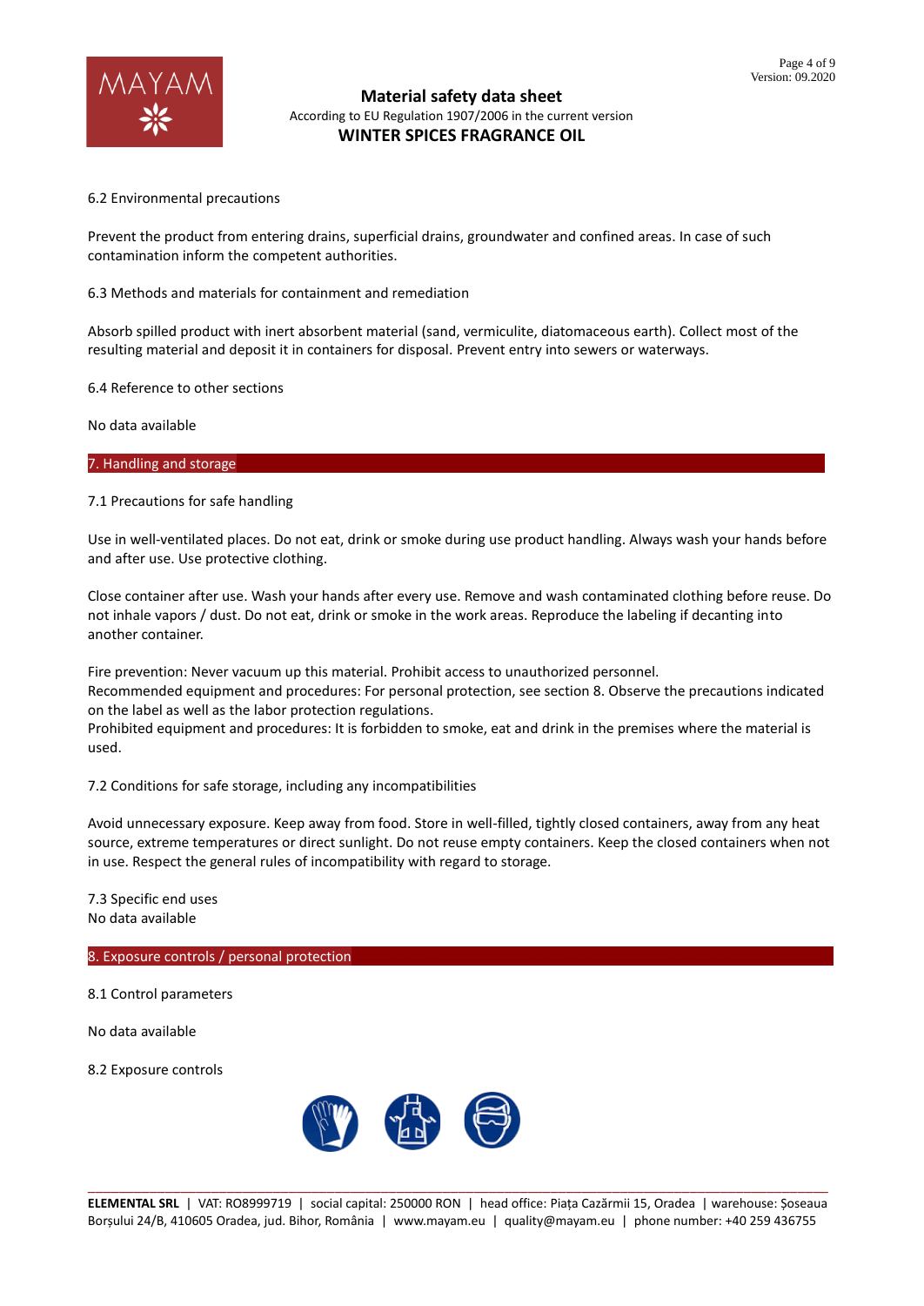6.2 Environmental precautions

Prevent the product from entering drains, superficial drains, groundwater and confined areas. In case of such contamination inform the competent authorities.

6.3 Methods and materials for containment and remediation

Absorb spilled product with inert absorbent material (sand, vermiculite, diatomaceous earth). Collect most of the resulting material and deposit it in containers for disposal. Prevent entry into sewers or waterways.

6.4 Reference to other sections

No data available

## 7. Handling and storage

7.1 Precautions for safe handling

Use in well-ventilated places. Do not eat, drink or smoke during use product handling. Always wash your hands before and after use. Use protective clothing.

Close container after use. Wash your hands after every use. Remove and wash contaminated clothing before reuse. Do not inhale vapors / dust. Do not eat, drink or smoke in the work areas. Reproduce the labeling if decanting into another container.

Fire prevention: Never vacuum up this material. Prohibit access to unauthorized personnel.
Recommended equipment and procedures: For personal protection, see section 8. Observe the precautions indicated on the label as well as the labor protection regulations.
Prohibited equipment and procedures: It is forbidden to smoke, eat and drink in the premises where the material is used.

7.2 Conditions for safe storage, including any incompatibilities

Avoid unnecessary exposure. Keep away from food. Store in well-filled, tightly closed containers, away from any heat source, extreme temperatures or direct sunlight. Do not reuse empty containers. Keep the closed containers when not in use. Respect the general rules of incompatibility with regard to storage.

7.3 Specific end uses
No data available

## 8. Exposure controls / personal protection

8.1 Control parameters

No data available

8.2 Exposure controls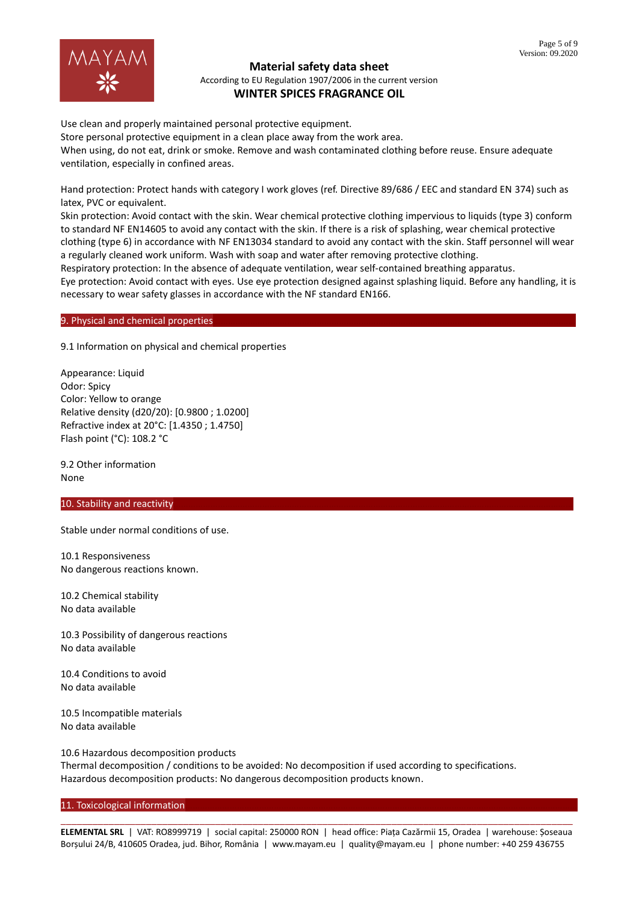Use clean and properly maintained personal protective equipment.
Store personal protective equipment in a clean place away from the work area.
When using, do not eat, drink or smoke. Remove and wash contaminated clothing before reuse. Ensure adequate ventilation, especially in confined areas.

Hand protection: Protect hands with category I work gloves (ref. Directive 89/686 / EEC and standard EN 374) such as latex, PVC or equivalent.
Skin protection: Avoid contact with the skin. Wear chemical protective clothing impervious to liquids (type 3) conform to standard NF EN14605 to avoid any contact with the skin. If there is a risk of splashing, wear chemical protective clothing (type 6) in accordance with NF EN13034 standard to avoid any contact with the skin. Staff personnel will wear a regularly cleaned work uniform. Wash with soap and water after removing protective clothing.
Respiratory protection: In the absence of adequate ventilation, wear self-contained breathing apparatus.
Eye protection: Avoid contact with eyes. Use eye protection designed against splashing liquid. Before any handling, it is necessary to wear safety glasses in accordance with the NF standard EN166.

## 9. Physical and chemical properties

9.1 Information on physical and chemical properties

Appearance: Liquid
Odor: Spicy
Color: Yellow to orange
Relative density (d20/20): [0.9800 ; 1.0200]
Refractive index at 20°C: [1.4350 ; 1.4750]
Flash point (°C): 108.2 °C

9.2 Other information
None

## 10. Stability and reactivity

Stable under normal conditions of use.

10.1 Responsiveness
No dangerous reactions known.

10.2 Chemical stability
No data available

10.3 Possibility of dangerous reactions
No data available

10.4 Conditions to avoid
No data available

10.5 Incompatible materials
No data available

10.6 Hazardous decomposition products
Thermal decomposition / conditions to be avoided: No decomposition if used according to specifications.
Hazardous decomposition products: No dangerous decomposition products known.

## 11. Toxicological information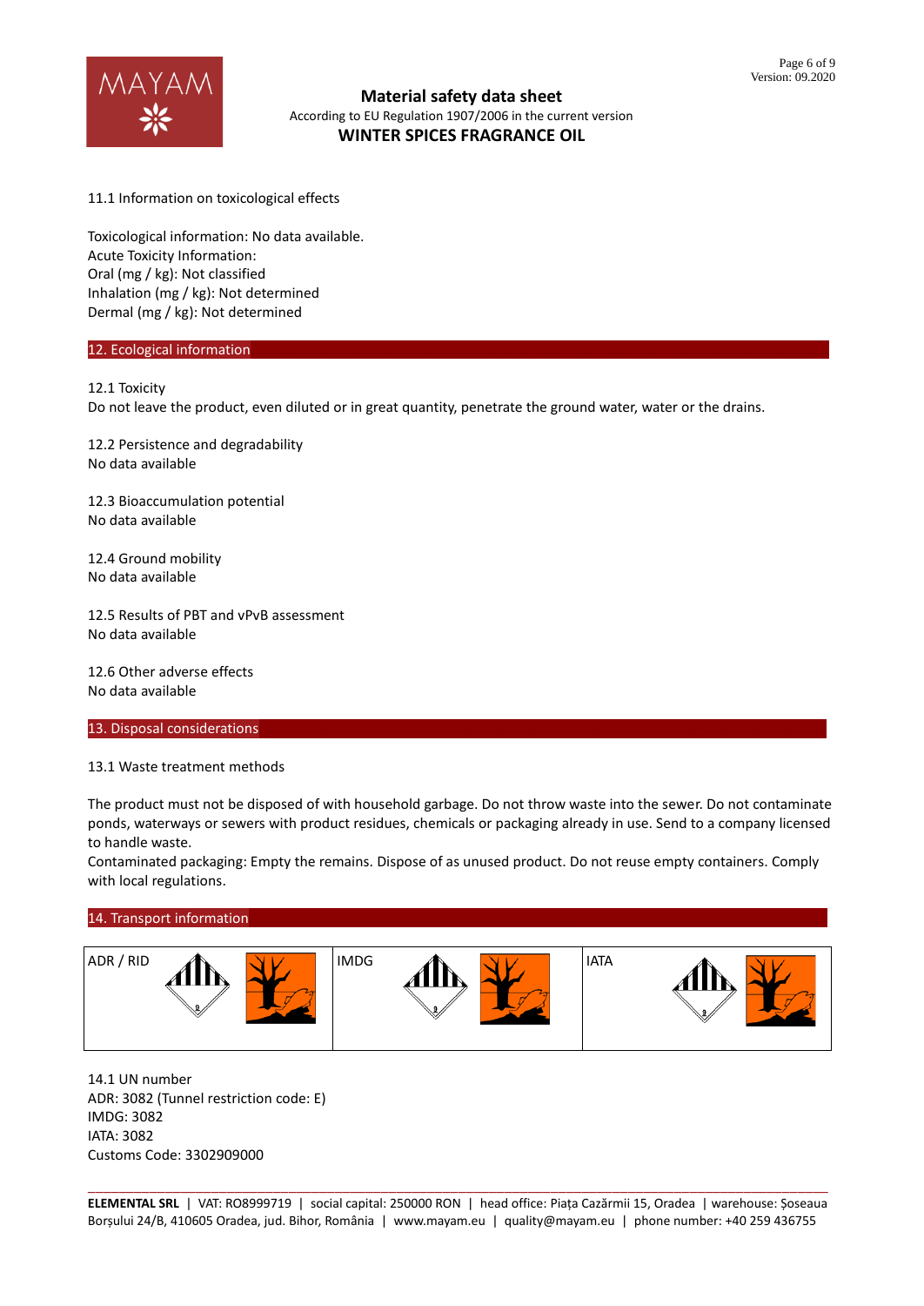11.1 Information on toxicological effects

Toxicological information: No data available.
Acute Toxicity Information:
Oral (mg / kg): Not classified
Inhalation (mg / kg): Not determined
Dermal (mg / kg): Not determined

## 12. Ecological information

12.1 Toxicity
Do not leave the product, even diluted or in great quantity, penetrate the ground water, water or the drains.

12.2 Persistence and degradability
No data available

12.3 Bioaccumulation potential
No data available

12.4 Ground mobility
No data available

12.5 Results of PBT and vPvB assessment
No data available

12.6 Other adverse effects
No data available

## 13. Disposal considerations

13.1 Waste treatment methods

The product must not be disposed of with household garbage. Do not throw waste into the sewer. Do not contaminate ponds, waterways or sewers with product residues, chemicals or packaging already in use. Send to a company licensed to handle waste.
Contaminated packaging: Empty the remains. Dispose of as unused product. Do not reuse empty containers. Comply with local regulations.

## 14. Transport information

| ADR / RID | IMDG | IATA |
|---|---|---|

14.1 UN number
ADR: 3082 (Tunnel restriction code: E)
IMDG: 3082
IATA: 3082
Customs Code: 3302909000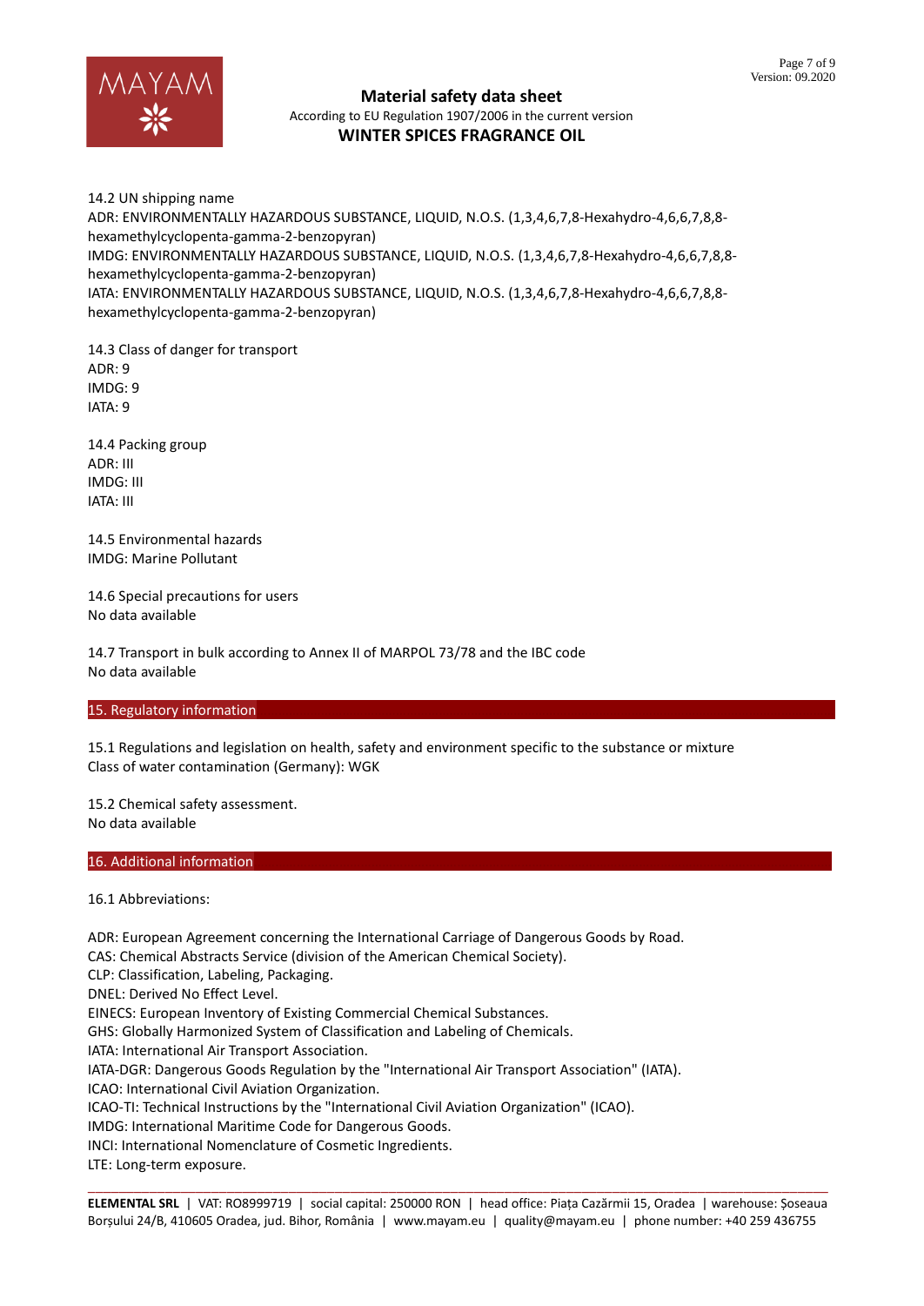14.2 UN shipping name

ADR: ENVIRONMENTALLY HAZARDOUS SUBSTANCE, LIQUID, N.O.S. (1,3,4,6,7,8-Hexahydro-4,6,6,7,8,8-hexamethylcyclopenta-gamma-2-benzopyran)

IMDG: ENVIRONMENTALLY HAZARDOUS SUBSTANCE, LIQUID, N.O.S. (1,3,4,6,7,8-Hexahydro-4,6,6,7,8,8-hexamethylcyclopenta-gamma-2-benzopyran)

IATA: ENVIRONMENTALLY HAZARDOUS SUBSTANCE, LIQUID, N.O.S. (1,3,4,6,7,8-Hexahydro-4,6,6,7,8,8-hexamethylcyclopenta-gamma-2-benzopyran)

14.3 Class of danger for transport

ADR: 9
IMDG: 9
IATA: 9

14.4 Packing group

ADR: III
IMDG: III
IATA: III

14.5 Environmental hazards

IMDG: Marine Pollutant

14.6 Special precautions for users

No data available

14.7 Transport in bulk according to Annex II of MARPOL 73/78 and the IBC code

No data available

## 15. Regulatory information

15.1 Regulations and legislation on health, safety and environment specific to the substance or mixture

Class of water contamination (Germany): WGK

15.2 Chemical safety assessment.

No data available

## 16. Additional information

16.1 Abbreviations:

ADR: European Agreement concerning the International Carriage of Dangerous Goods by Road.
CAS: Chemical Abstracts Service (division of the American Chemical Society).
CLP: Classification, Labeling, Packaging.
DNEL: Derived No Effect Level.
EINECS: European Inventory of Existing Commercial Chemical Substances.
GHS: Globally Harmonized System of Classification and Labeling of Chemicals.
IATA: International Air Transport Association.
IATA-DGR: Dangerous Goods Regulation by the "International Air Transport Association" (IATA).
ICAO: International Civil Aviation Organization.
ICAO-TI: Technical Instructions by the "International Civil Aviation Organization" (ICAO).
IMDG: International Maritime Code for Dangerous Goods.
INCI: International Nomenclature of Cosmetic Ingredients.
LTE: Long-term exposure.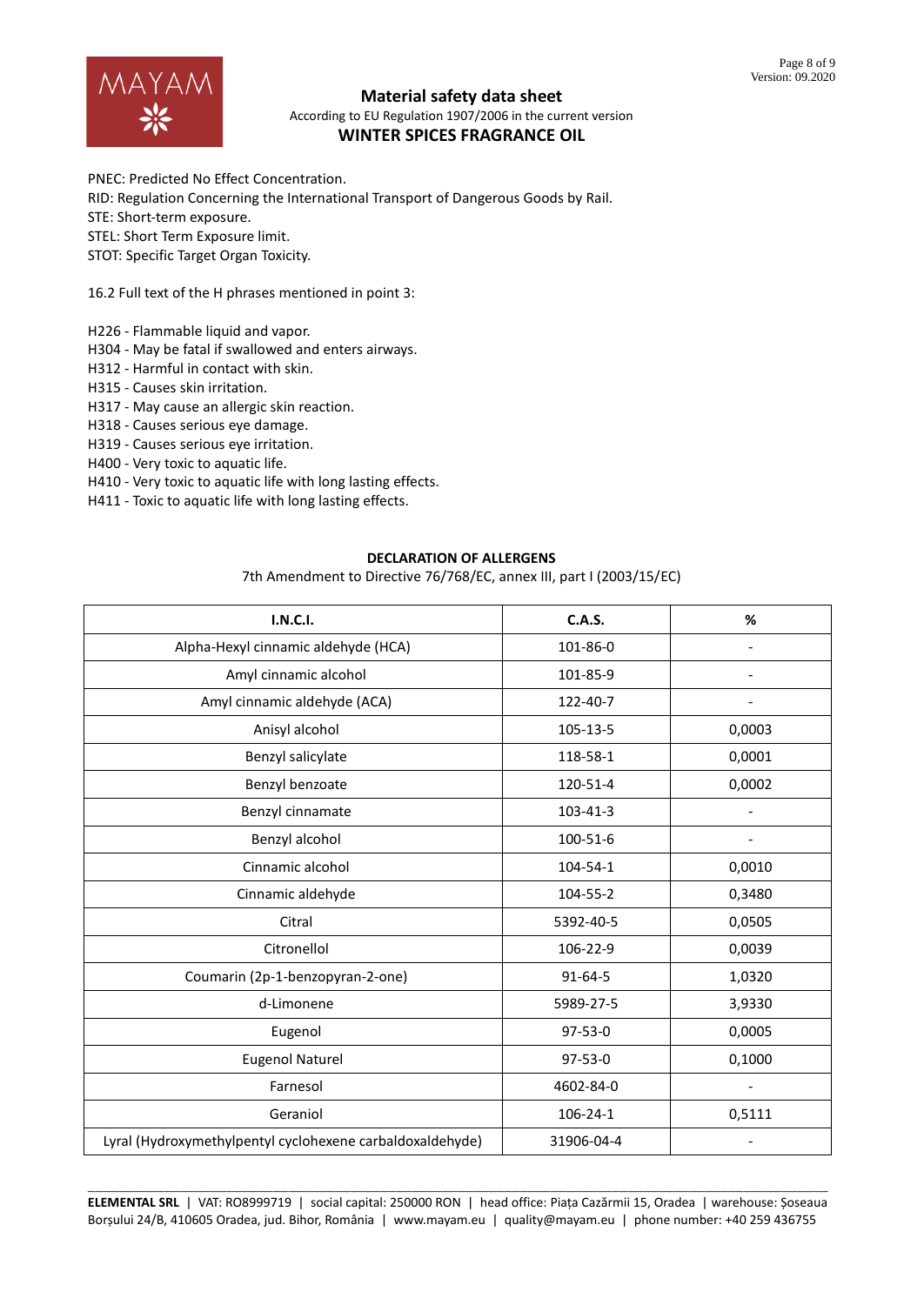PNEC: Predicted No Effect Concentration.
RID: Regulation Concerning the International Transport of Dangerous Goods by Rail.
STE: Short-term exposure.
STEL: Short Term Exposure limit.
STOT: Specific Target Organ Toxicity.

16.2 Full text of the H phrases mentioned in point 3:

H226 - Flammable liquid and vapor.
H304 - May be fatal if swallowed and enters airways.
H312 - Harmful in contact with skin.
H315 - Causes skin irritation.
H317 - May cause an allergic skin reaction.
H318 - Causes serious eye damage.
H319 - Causes serious eye irritation.
H400 - Very toxic to aquatic life.
H410 - Very toxic to aquatic life with long lasting effects.
H411 - Toxic to aquatic life with long lasting effects.

**DECLARATION OF ALLERGENS**

7th Amendment to Directive 76/768/EC, annex III, part I (2003/15/EC)

| I.N.C.I. | C.A.S. | % |
|---|---|---|
| Alpha-Hexyl cinnamic aldehyde (HCA) | 101-86-0 | - |
| Amyl cinnamic alcohol | 101-85-9 | - |
| Amyl cinnamic aldehyde (ACA) | 122-40-7 | - |
| Anisyl alcohol | 105-13-5 | 0,0003 |
| Benzyl salicylate | 118-58-1 | 0,0001 |
| Benzyl benzoate | 120-51-4 | 0,0002 |
| Benzyl cinnamate | 103-41-3 | - |
| Benzyl alcohol | 100-51-6 | - |
| Cinnamic alcohol | 104-54-1 | 0,0010 |
| Cinnamic aldehyde | 104-55-2 | 0,3480 |
| Citral | 5392-40-5 | 0,0505 |
| Citronellol | 106-22-9 | 0,0039 |
| Coumarin (2p-1-benzopyran-2-one) | 91-64-5 | 1,0320 |
| d-Limonene | 5989-27-5 | 3,9330 |
| Eugenol | 97-53-0 | 0,0005 |
| Eugenol Naturel | 97-53-0 | 0,1000 |
| Farnesol | 4602-84-0 | - |
| Geraniol | 106-24-1 | 0,5111 |
| Lyral (Hydroxymethylpentyl cyclohexene carbaldoxaldehyde) | 31906-04-4 | - |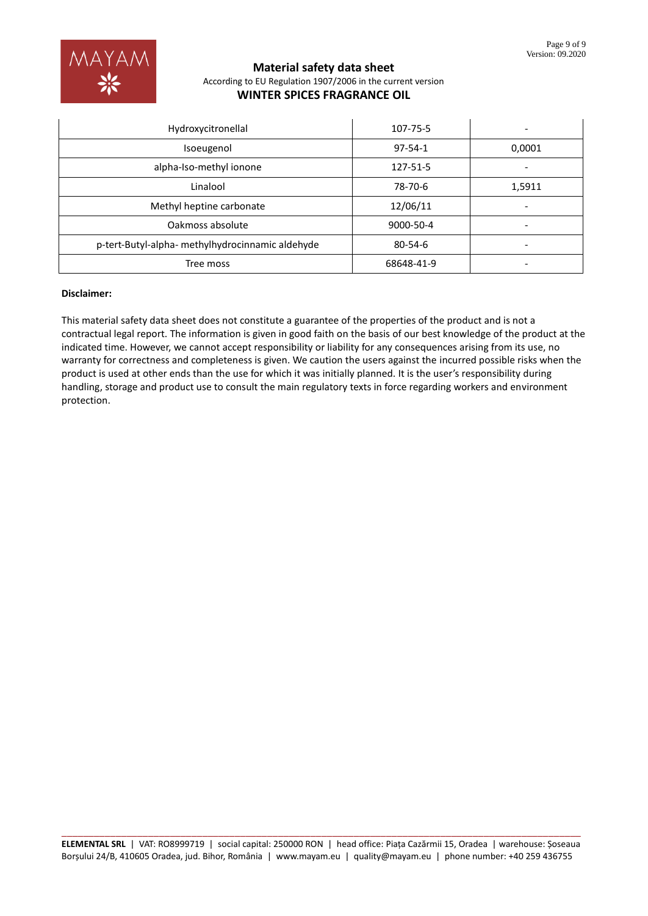| | | |
|---|---|---|
| Hydroxycitronellal | 107-75-5 | - |
| Isoeugenol | 97-54-1 | 0,0001 |
| alpha-Iso-methyl ionone | 127-51-5 | - |
| Linalool | 78-70-6 | 1,5911 |
| Methyl heptine carbonate | 12/06/11 | - |
| Oakmoss absolute | 9000-50-4 | - |
| p-tert-Butyl-alpha- methylhydrocinnamic aldehyde | 80-54-6 | - |
| Tree moss | 68648-41-9 | - |

**Disclaimer:**

This material safety data sheet does not constitute a guarantee of the properties of the product and is not a contractual legal report. The information is given in good faith on the basis of our best knowledge of the product at the indicated time. However, we cannot accept responsibility or liability for any consequences arising from its use, no warranty for correctness and completeness is given. We caution the users against the incurred possible risks when the product is used at other ends than the use for which it was initially planned. It is the user's responsibility during handling, storage and product use to consult the main regulatory texts in force regarding workers and environment protection.